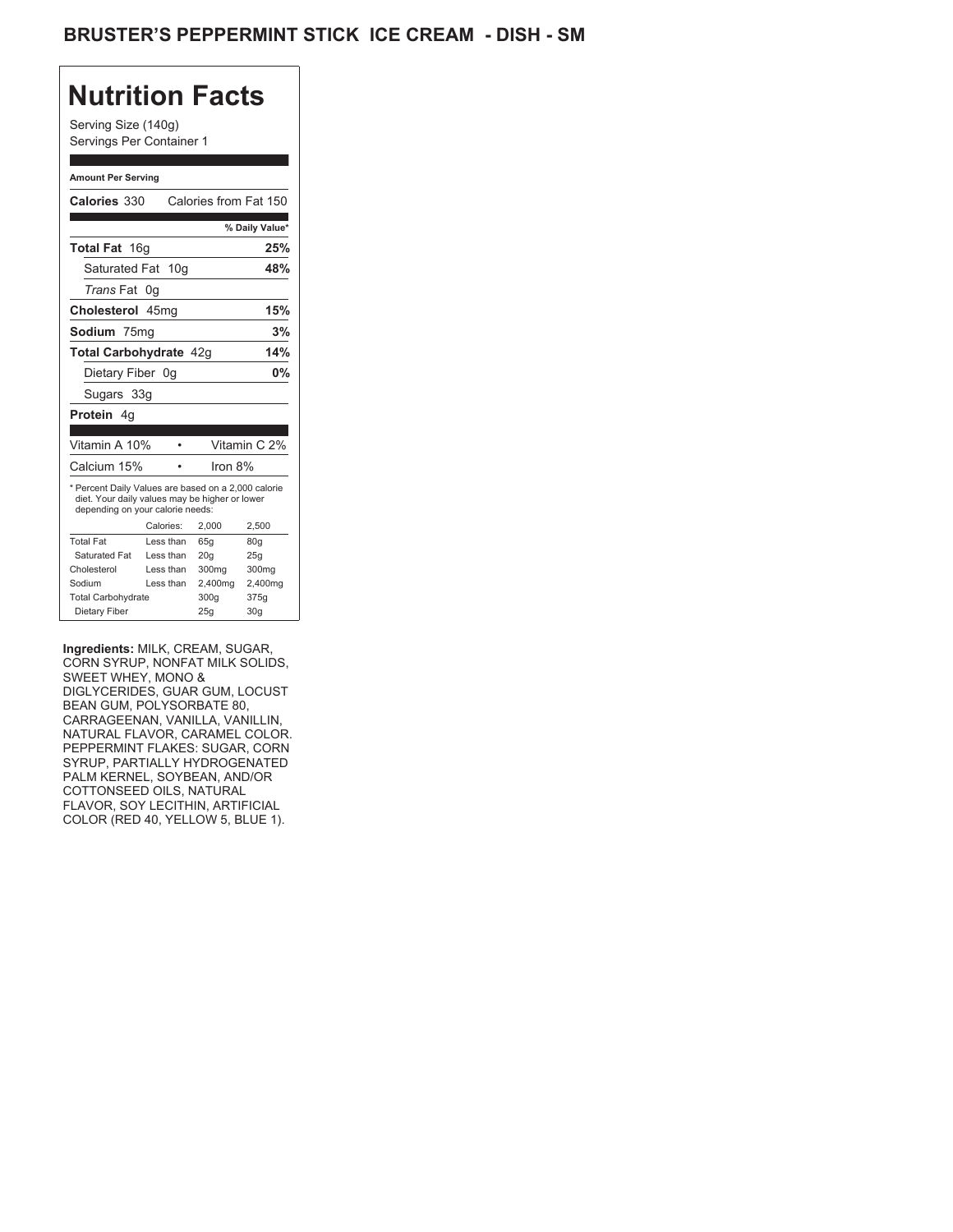# BRUSTER'S PEPPERMINT STICK ICE CREAM - DISH - SM

## Nutrition Facts

Serving Size (140g)
Servings Per Container 1

**Amount Per Serving**

**Calories** 330 Calories from Fat 150

| | % Daily Value* |
|---|---|
| **Total Fat** 16g | **25%** |
| Saturated Fat 10g | **48%** |
| *Trans* Fat 0g | |
| **Cholesterol** 45mg | **15%** |
| **Sodium** 75mg | **3%** |
| **Total Carbohydrate** 42g | **14%** |
| Dietary Fiber 0g | **0%** |
| Sugars 33g | |
| **Protein** 4g | |

| | |
|---|---|
| Vitamin A 10% | Vitamin C 2% |
| Calcium 15% | Iron 8% |

* Percent Daily Values are based on a 2,000 calorie diet. Your daily values may be higher or lower depending on your calorie needs:

| | Calories: | 2,000 | 2,500 |
|---|---|---|---|
| Total Fat | Less than | 65g | 80g |
| Saturated Fat | Less than | 20g | 25g |
| Cholesterol | Less than | 300mg | 300mg |
| Sodium | Less than | 2,400mg | 2,400mg |
| Total Carbohydrate | | 300g | 375g |
| Dietary Fiber | | 25g | 30g |

**Ingredients:** MILK, CREAM, SUGAR, CORN SYRUP, NONFAT MILK SOLIDS, SWEET WHEY, MONO & DIGLYCERIDES, GUAR GUM, LOCUST BEAN GUM, POLYSORBATE 80, CARRAGEENAN, VANILLA, VANILLIN, NATURAL FLAVOR, CARAMEL COLOR. PEPPERMINT FLAKES: SUGAR, CORN SYRUP, PARTIALLY HYDROGENATED PALM KERNEL, SOYBEAN, AND/OR COTTONSEED OILS, NATURAL FLAVOR, SOY LECITHIN, ARTIFICIAL COLOR (RED 40, YELLOW 5, BLUE 1).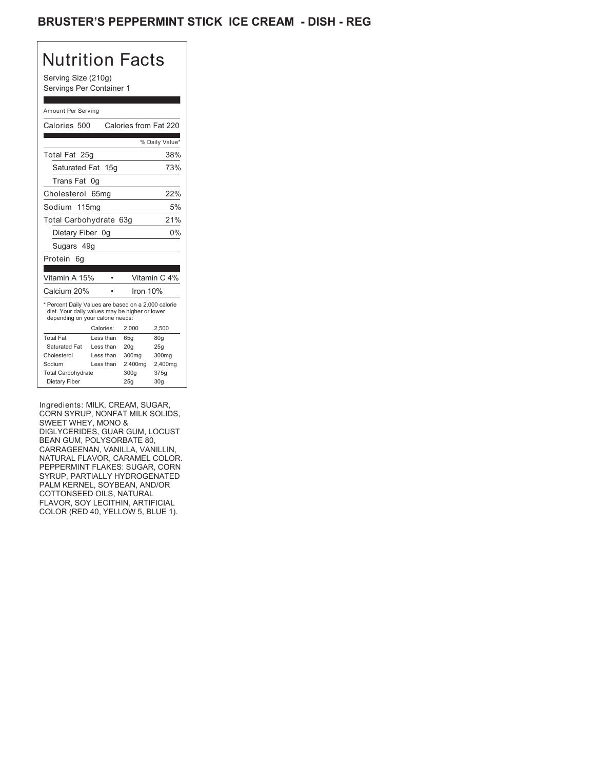# BRUSTER'S PEPPERMINT STICK ICE CREAM - DISH - REG

## Nutrition Facts

Serving Size (210g)
Servings Per Container 1

Amount Per Serving

| | |
|---|---|
| Calories 500 | Calories from Fat 220 |
| | % Daily Value* |
| Total Fat 25g | 38% |
| Saturated Fat 15g | 73% |
| Trans Fat 0g | |
| Cholesterol 65mg | 22% |
| Sodium 115mg | 5% |
| Total Carbohydrate 63g | 21% |
| Dietary Fiber 0g | 0% |
| Sugars 49g | |
| Protein 6g | |

| | |
|---|---|
| Vitamin A 15% | Vitamin C 4% |
| Calcium 20% | Iron 10% |

* Percent Daily Values are based on a 2,000 calorie diet. Your daily values may be higher or lower depending on your calorie needs:

| | Calories: | 2,000 | 2,500 |
|---|---|---|---|
| Total Fat | Less than | 65g | 80g |
| Saturated Fat | Less than | 20g | 25g |
| Cholesterol | Less than | 300mg | 300mg |
| Sodium | Less than | 2,400mg | 2,400mg |
| Total Carbohydrate | | 300g | 375g |
| Dietary Fiber | | 25g | 30g |

Ingredients: MILK, CREAM, SUGAR, CORN SYRUP, NONFAT MILK SOLIDS, SWEET WHEY, MONO & DIGLYCERIDES, GUAR GUM, LOCUST BEAN GUM, POLYSORBATE 80, CARRAGEENAN, VANILLA, VANILLIN, NATURAL FLAVOR, CARAMEL COLOR. PEPPERMINT FLAKES: SUGAR, CORN SYRUP, PARTIALLY HYDROGENATED PALM KERNEL, SOYBEAN, AND/OR COTTONSEED OILS, NATURAL FLAVOR, SOY LECITHIN, ARTIFICIAL COLOR (RED 40, YELLOW 5, BLUE 1).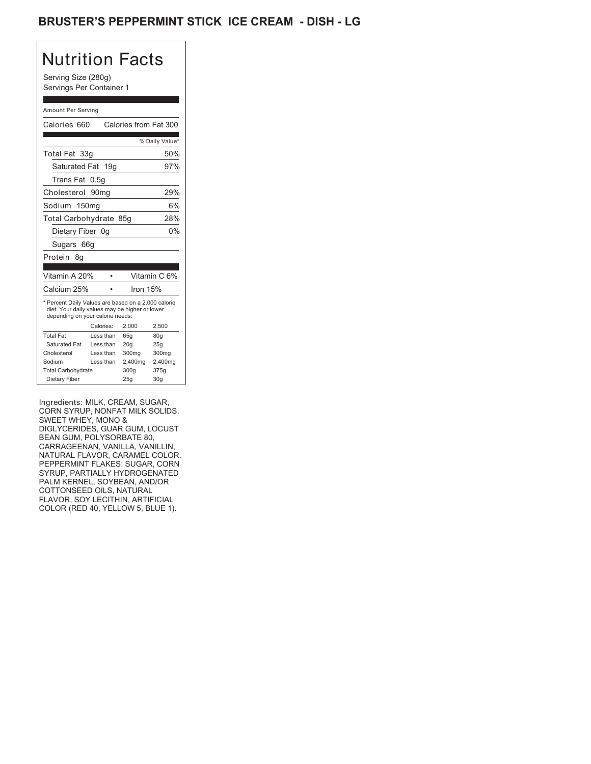# BRUSTER'S PEPPERMINT STICK ICE CREAM - DISH - LG

## Nutrition Facts

Serving Size (280g)
Servings Per Container 1

Amount Per Serving

| Calories 660 | Calories from Fat 300 |
|---|---|
| | % Daily Value* |
| Total Fat 33g | 50% |
| Saturated Fat 19g | 97% |
| Trans Fat 0.5g | |
| Cholesterol 90mg | 29% |
| Sodium 150mg | 6% |
| Total Carbohydrate 85g | 28% |
| Dietary Fiber 0g | 0% |
| Sugars 66g | |
| Protein 8g | |

| Vitamin A 20% | • | Vitamin C 6% |
|---|---|---|
| Calcium 25% | • | Iron 15% |

* Percent Daily Values are based on a 2,000 calorie diet. Your daily values may be higher or lower depending on your calorie needs:

| | Calories: | 2,000 | 2,500 |
|---|---|---|---|
| Total Fat | Less than | 65g | 80g |
| Saturated Fat | Less than | 20g | 25g |
| Cholesterol | Less than | 300mg | 300mg |
| Sodium | Less than | 2,400mg | 2,400mg |
| Total Carbohydrate | | 300g | 375g |
| Dietary Fiber | | 25g | 30g |

Ingredients: MILK, CREAM, SUGAR, CORN SYRUP, NONFAT MILK SOLIDS, SWEET WHEY, MONO & DIGLYCERIDES, GUAR GUM, LOCUST BEAN GUM, POLYSORBATE 80, CARRAGEENAN, VANILLA, VANILLIN, NATURAL FLAVOR, CARAMEL COLOR. PEPPERMINT FLAKES: SUGAR, CORN SYRUP, PARTIALLY HYDROGENATED PALM KERNEL, SOYBEAN, AND/OR COTTONSEED OILS, NATURAL FLAVOR, SOY LECITHIN, ARTIFICIAL COLOR (RED 40, YELLOW 5, BLUE 1).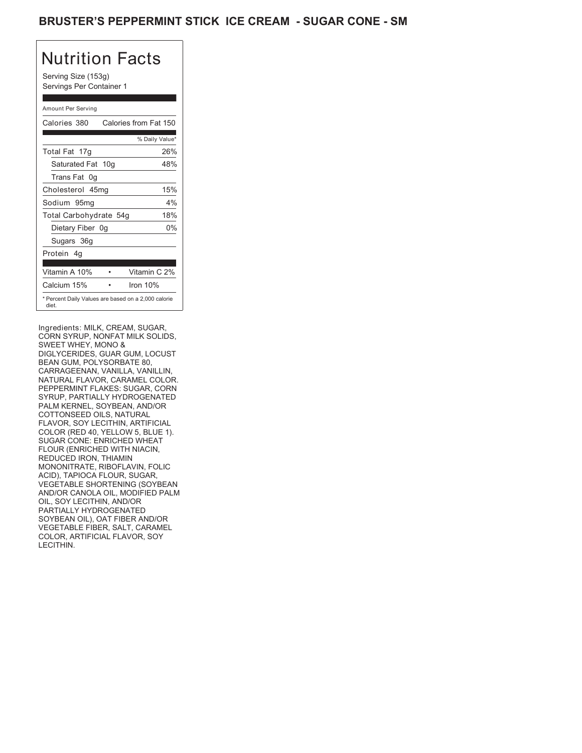# BRUSTER'S PEPPERMINT STICK ICE CREAM - SUGAR CONE - SM

## Nutrition Facts

Serving Size (153g)
Servings Per Container 1

| Amount Per Serving | |
|---|---|
| Calories 380 | Calories from Fat 150 |
| | % Daily Value* |
| Total Fat 17g | 26% |
| Saturated Fat 10g | 48% |
| Trans Fat 0g | |
| Cholesterol 45mg | 15% |
| Sodium 95mg | 4% |
| Total Carbohydrate 54g | 18% |
| Dietary Fiber 0g | 0% |
| Sugars 36g | |
| Protein 4g | |
| Vitamin A 10% | Vitamin C 2% |
| Calcium 15% | Iron 10% |

* Percent Daily Values are based on a 2,000 calorie diet.

Ingredients: MILK, CREAM, SUGAR, CORN SYRUP, NONFAT MILK SOLIDS, SWEET WHEY, MONO & DIGLYCERIDES, GUAR GUM, LOCUST BEAN GUM, POLYSORBATE 80, CARRAGEENAN, VANILLA, VANILLIN, NATURAL FLAVOR, CARAMEL COLOR. PEPPERMINT FLAKES: SUGAR, CORN SYRUP, PARTIALLY HYDROGENATED PALM KERNEL, SOYBEAN, AND/OR COTTONSEED OILS, NATURAL FLAVOR, SOY LECITHIN, ARTIFICIAL COLOR (RED 40, YELLOW 5, BLUE 1). SUGAR CONE: ENRICHED WHEAT FLOUR (ENRICHED WITH NIACIN, REDUCED IRON, THIAMIN MONONITRATE, RIBOFLAVIN, FOLIC ACID), TAPIOCA FLOUR, SUGAR, VEGETABLE SHORTENING (SOYBEAN AND/OR CANOLA OIL, MODIFIED PALM OIL, SOY LECITHIN, AND/OR PARTIALLY HYDROGENATED SOYBEAN OIL), OAT FIBER AND/OR VEGETABLE FIBER, SALT, CARAMEL COLOR, ARTIFICIAL FLAVOR, SOY LECITHIN.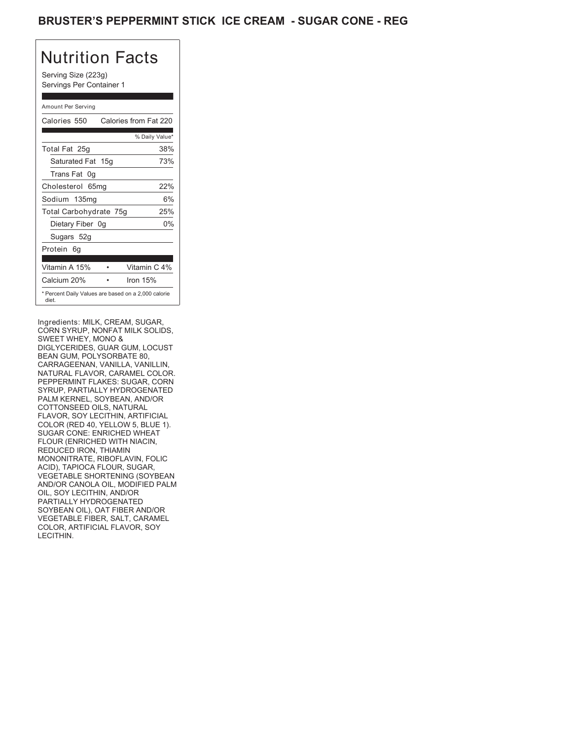# BRUSTER'S PEPPERMINT STICK ICE CREAM - SUGAR CONE - REG

## Nutrition Facts

Serving Size (223g)
Servings Per Container 1

Amount Per Serving

| Calories 550 | Calories from Fat 220 |
|---|---|
| | % Daily Value* |
| Total Fat 25g | 38% |
| Saturated Fat 15g | 73% |
| Trans Fat 0g | |
| Cholesterol 65mg | 22% |
| Sodium 135mg | 6% |
| Total Carbohydrate 75g | 25% |
| Dietary Fiber 0g | 0% |
| Sugars 52g | |
| Protein 6g | |

| | |
|---|---|
| Vitamin A 15% | Vitamin C 4% |
| Calcium 20% | Iron 15% |

* Percent Daily Values are based on a 2,000 calorie diet.

Ingredients: MILK, CREAM, SUGAR, CORN SYRUP, NONFAT MILK SOLIDS, SWEET WHEY, MONO & DIGLYCERIDES, GUAR GUM, LOCUST BEAN GUM, POLYSORBATE 80, CARRAGEENAN, VANILLA, VANILLIN, NATURAL FLAVOR, CARAMEL COLOR. PEPPERMINT FLAKES: SUGAR, CORN SYRUP, PARTIALLY HYDROGENATED PALM KERNEL, SOYBEAN, AND/OR COTTONSEED OILS, NATURAL FLAVOR, SOY LECITHIN, ARTIFICIAL COLOR (RED 40, YELLOW 5, BLUE 1). SUGAR CONE: ENRICHED WHEAT FLOUR (ENRICHED WITH NIACIN, REDUCED IRON, THIAMIN MONONITRATE, RIBOFLAVIN, FOLIC ACID), TAPIOCA FLOUR, SUGAR, VEGETABLE SHORTENING (SOYBEAN AND/OR CANOLA OIL, MODIFIED PALM OIL, SOY LECITHIN, AND/OR PARTIALLY HYDROGENATED SOYBEAN OIL), OAT FIBER AND/OR VEGETABLE FIBER, SALT, CARAMEL COLOR, ARTIFICIAL FLAVOR, SOY LECITHIN.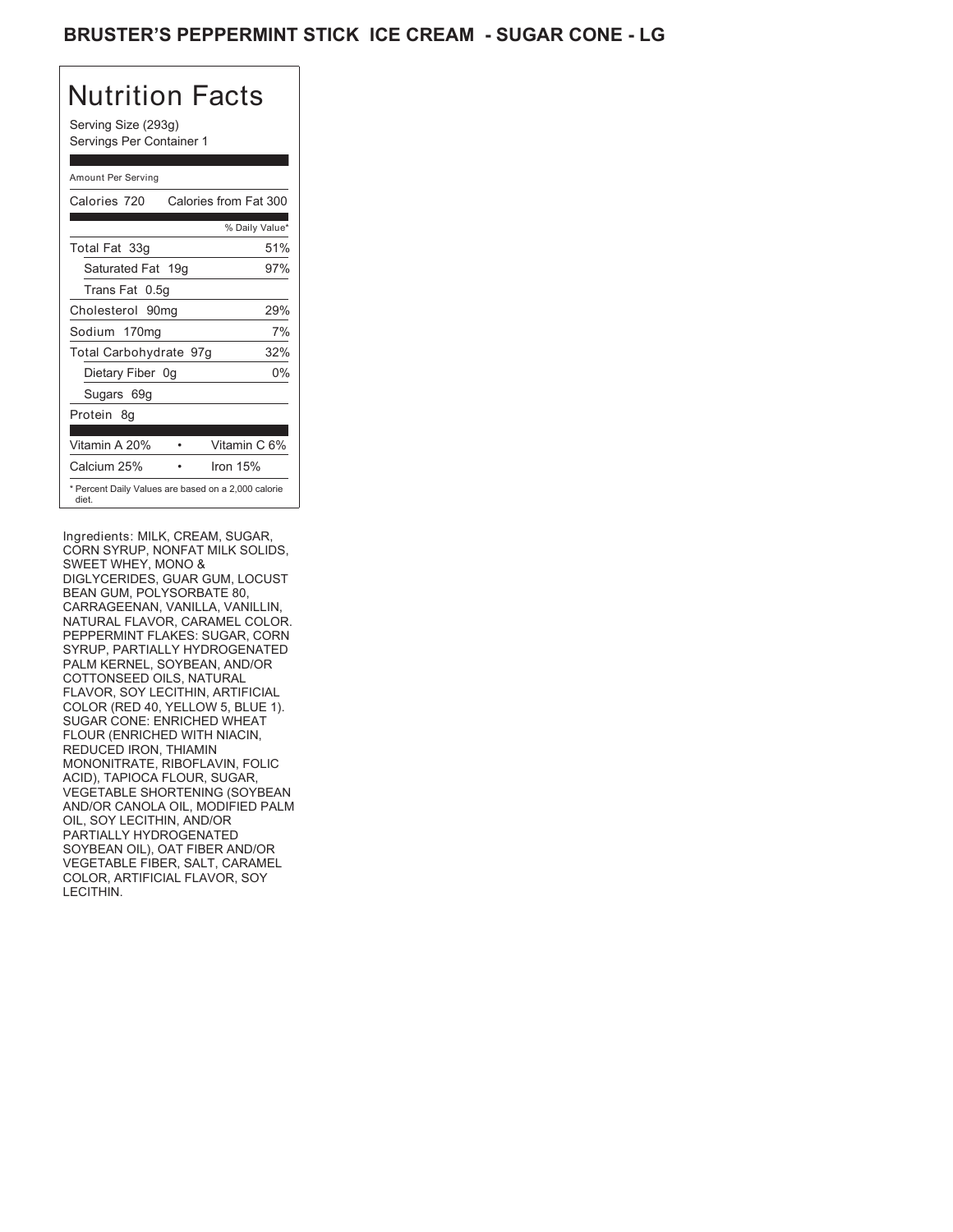# BRUSTER'S PEPPERMINT STICK ICE CREAM - SUGAR CONE - LG

## Nutrition Facts

Serving Size (293g)
Servings Per Container 1

| Amount Per Serving | |
|---|---|
| Calories 720 | Calories from Fat 300 |
| | % Daily Value* |
| Total Fat 33g | 51% |
| Saturated Fat 19g | 97% |
| Trans Fat 0.5g | |
| Cholesterol 90mg | 29% |
| Sodium 170mg | 7% |
| Total Carbohydrate 97g | 32% |
| Dietary Fiber 0g | 0% |
| Sugars 69g | |
| Protein 8g | |
| Vitamin A 20% | Vitamin C 6% |
| Calcium 25% | Iron 15% |

* Percent Daily Values are based on a 2,000 calorie diet.

Ingredients: MILK, CREAM, SUGAR, CORN SYRUP, NONFAT MILK SOLIDS, SWEET WHEY, MONO & DIGLYCERIDES, GUAR GUM, LOCUST BEAN GUM, POLYSORBATE 80, CARRAGEENAN, VANILLA, VANILLIN, NATURAL FLAVOR, CARAMEL COLOR. PEPPERMINT FLAKES: SUGAR, CORN SYRUP, PARTIALLY HYDROGENATED PALM KERNEL, SOYBEAN, AND/OR COTTONSEED OILS, NATURAL FLAVOR, SOY LECITHIN, ARTIFICIAL COLOR (RED 40, YELLOW 5, BLUE 1). SUGAR CONE: ENRICHED WHEAT FLOUR (ENRICHED WITH NIACIN, REDUCED IRON, THIAMIN MONONITRATE, RIBOFLAVIN, FOLIC ACID), TAPIOCA FLOUR, SUGAR, VEGETABLE SHORTENING (SOYBEAN AND/OR CANOLA OIL, MODIFIED PALM OIL, SOY LECITHIN, AND/OR PARTIALLY HYDROGENATED SOYBEAN OIL), OAT FIBER AND/OR VEGETABLE FIBER, SALT, CARAMEL COLOR, ARTIFICIAL FLAVOR, SOY LECITHIN.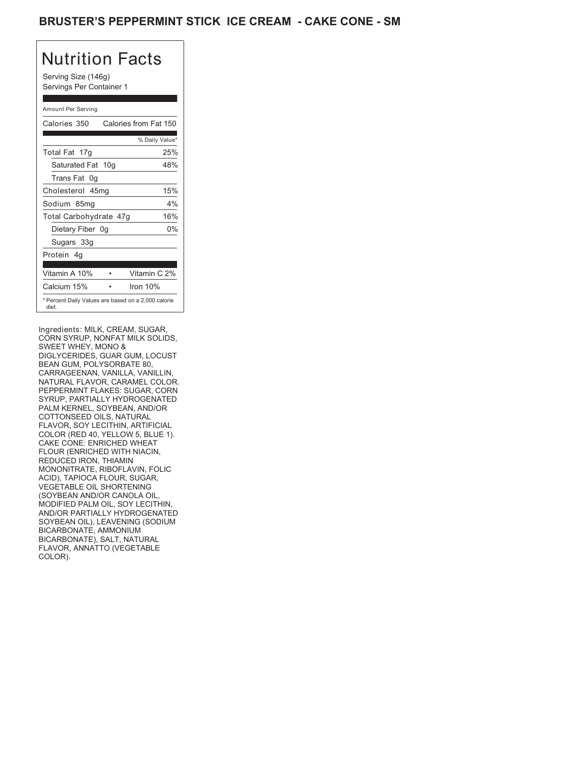# BRUSTER'S PEPPERMINT STICK ICE CREAM - CAKE CONE - SM

## Nutrition Facts

Serving Size (146g)
Servings Per Container 1

| Amount Per Serving | |
|---|---|
| Calories 350 | Calories from Fat 150 |
| | % Daily Value* |
| Total Fat 17g | 25% |
| Saturated Fat 10g | 48% |
| Trans Fat 0g | |
| Cholesterol 45mg | 15% |
| Sodium 85mg | 4% |
| Total Carbohydrate 47g | 16% |
| Dietary Fiber 0g | 0% |
| Sugars 33g | |
| Protein 4g | |
| Vitamin A 10% | Vitamin C 2% |
| Calcium 15% | Iron 10% |

\* Percent Daily Values are based on a 2,000 calorie diet.

Ingredients: MILK, CREAM, SUGAR, CORN SYRUP, NONFAT MILK SOLIDS, SWEET WHEY, MONO & DIGLYCERIDES, GUAR GUM, LOCUST BEAN GUM, POLYSORBATE 80, CARRAGEENAN, VANILLA, VANILLIN, NATURAL FLAVOR, CARAMEL COLOR. PEPPERMINT FLAKES: SUGAR, CORN SYRUP, PARTIALLY HYDROGENATED PALM KERNEL, SOYBEAN, AND/OR COTTONSEED OILS, NATURAL FLAVOR, SOY LECITHIN, ARTIFICIAL COLOR (RED 40, YELLOW 5, BLUE 1). CAKE CONE: ENRICHED WHEAT FLOUR (ENRICHED WITH NIACIN, REDUCED IRON, THIAMIN MONONITRATE, RIBOFLAVIN, FOLIC ACID), TAPIOCA FLOUR, SUGAR, VEGETABLE OIL SHORTENING (SOYBEAN AND/OR CANOLA OIL, MODIFIED PALM OIL, SOY LECITHIN, AND/OR PARTIALLY HYDROGENATED SOYBEAN OIL), LEAVENING (SODIUM BICARBONATE, AMMONIUM BICARBONATE), SALT, NATURAL FLAVOR, ANNATTO (VEGETABLE COLOR).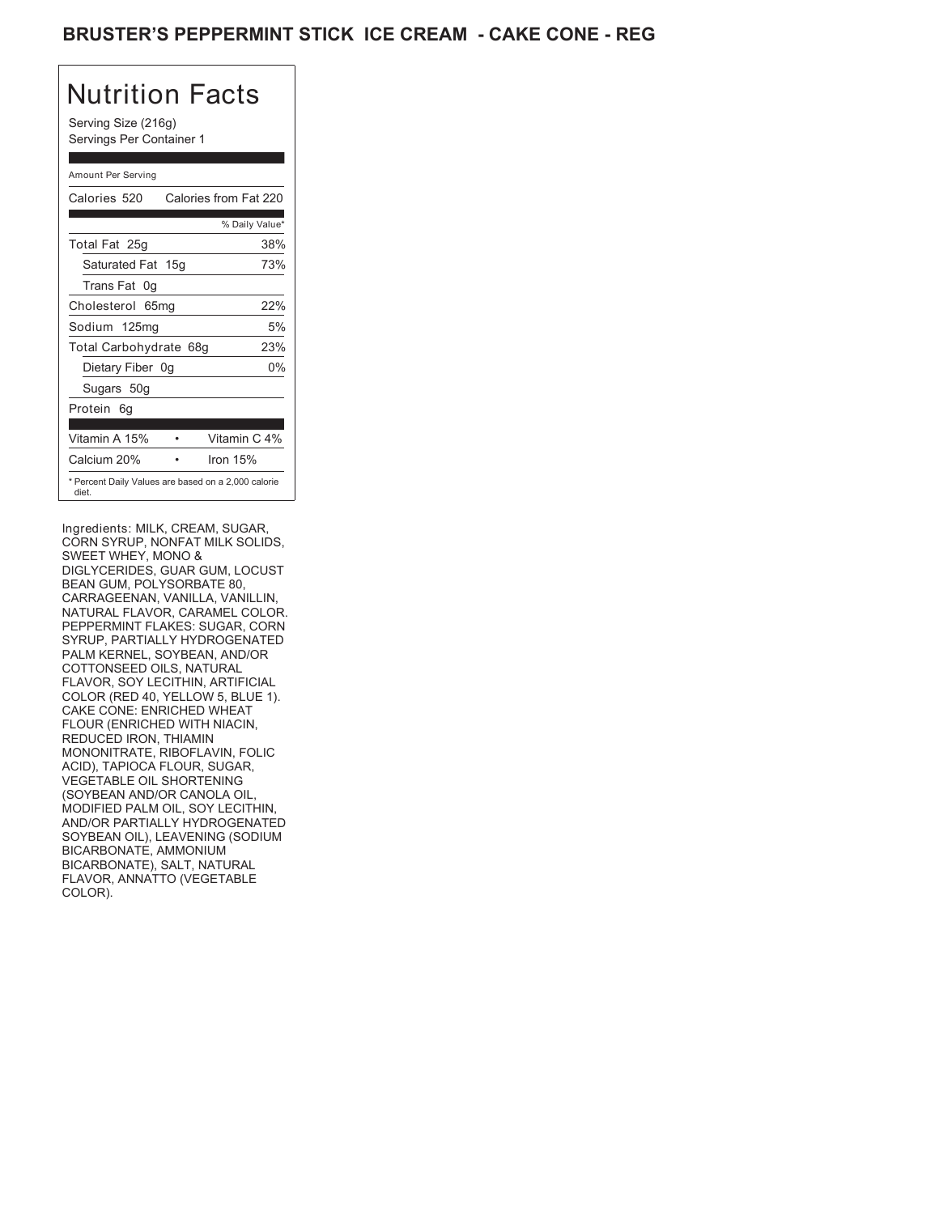# BRUSTER'S PEPPERMINT STICK ICE CREAM - CAKE CONE - REG

## Nutrition Facts

Serving Size (216g)
Servings Per Container 1

| Amount Per Serving | |
|---|---|
| Calories 520 | Calories from Fat 220 |
| | % Daily Value* |
| Total Fat 25g | 38% |
| Saturated Fat 15g | 73% |
| Trans Fat 0g | |
| Cholesterol 65mg | 22% |
| Sodium 125mg | 5% |
| Total Carbohydrate 68g | 23% |
| Dietary Fiber 0g | 0% |
| Sugars 50g | |
| Protein 6g | |
| Vitamin A 15% | Vitamin C 4% |
| Calcium 20% | Iron 15% |

* Percent Daily Values are based on a 2,000 calorie diet.

Ingredients: MILK, CREAM, SUGAR, CORN SYRUP, NONFAT MILK SOLIDS, SWEET WHEY, MONO & DIGLYCERIDES, GUAR GUM, LOCUST BEAN GUM, POLYSORBATE 80, CARRAGEENAN, VANILLA, VANILLIN, NATURAL FLAVOR, CARAMEL COLOR. PEPPERMINT FLAKES: SUGAR, CORN SYRUP, PARTIALLY HYDROGENATED PALM KERNEL, SOYBEAN, AND/OR COTTONSEED OILS, NATURAL FLAVOR, SOY LECITHIN, ARTIFICIAL COLOR (RED 40, YELLOW 5, BLUE 1). CAKE CONE: ENRICHED WHEAT FLOUR (ENRICHED WITH NIACIN, REDUCED IRON, THIAMIN MONONITRATE, RIBOFLAVIN, FOLIC ACID), TAPIOCA FLOUR, SUGAR, VEGETABLE OIL SHORTENING (SOYBEAN AND/OR CANOLA OIL, MODIFIED PALM OIL, SOY LECITHIN, AND/OR PARTIALLY HYDROGENATED SOYBEAN OIL), LEAVENING (SODIUM BICARBONATE, AMMONIUM BICARBONATE), SALT, NATURAL FLAVOR, ANNATTO (VEGETABLE COLOR).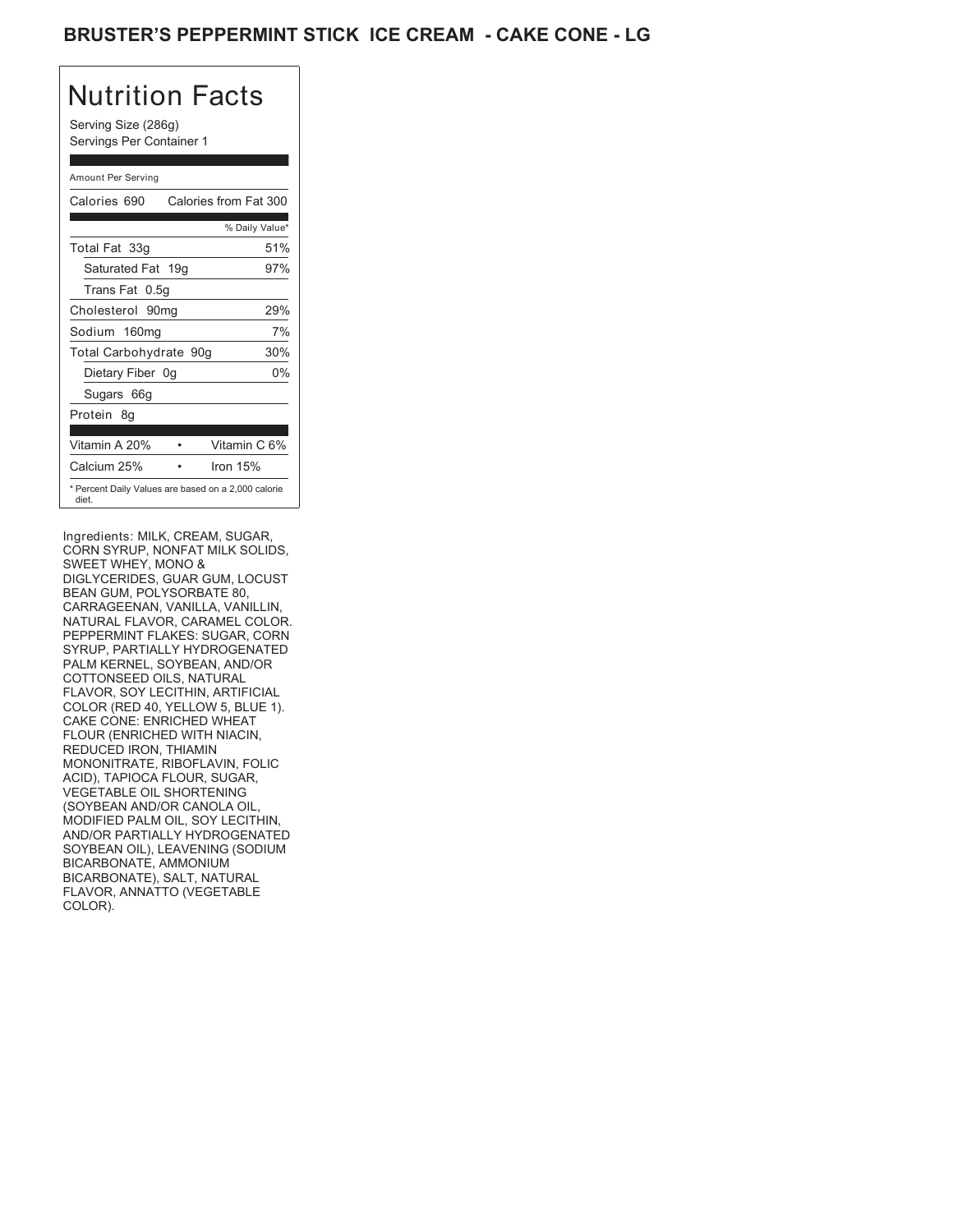# BRUSTER'S PEPPERMINT STICK ICE CREAM - CAKE CONE - LG

## Nutrition Facts

Serving Size (286g)
Servings Per Container 1

| Amount Per Serving | |
|---|---|
| Calories 690 | Calories from Fat 300 |
| | % Daily Value* |
| Total Fat 33g | 51% |
| Saturated Fat 19g | 97% |
| Trans Fat 0.5g | |
| Cholesterol 90mg | 29% |
| Sodium 160mg | 7% |
| Total Carbohydrate 90g | 30% |
| Dietary Fiber 0g | 0% |
| Sugars 66g | |
| Protein 8g | |
| Vitamin A 20% | Vitamin C 6% |
| Calcium 25% | Iron 15% |

* Percent Daily Values are based on a 2,000 calorie diet.

Ingredients: MILK, CREAM, SUGAR, CORN SYRUP, NONFAT MILK SOLIDS, SWEET WHEY, MONO & DIGLYCERIDES, GUAR GUM, LOCUST BEAN GUM, POLYSORBATE 80, CARRAGEENAN, VANILLA, VANILLIN, NATURAL FLAVOR, CARAMEL COLOR. PEPPERMINT FLAKES: SUGAR, CORN SYRUP, PARTIALLY HYDROGENATED PALM KERNEL, SOYBEAN, AND/OR COTTONSEED OILS, NATURAL FLAVOR, SOY LECITHIN, ARTIFICIAL COLOR (RED 40, YELLOW 5, BLUE 1). CAKE CONE: ENRICHED WHEAT FLOUR (ENRICHED WITH NIACIN, REDUCED IRON, THIAMIN MONONITRATE, RIBOFLAVIN, FOLIC ACID), TAPIOCA FLOUR, SUGAR, VEGETABLE OIL SHORTENING (SOYBEAN AND/OR CANOLA OIL, MODIFIED PALM OIL, SOY LECITHIN, AND/OR PARTIALLY HYDROGENATED SOYBEAN OIL), LEAVENING (SODIUM BICARBONATE, AMMONIUM BICARBONATE), SALT, NATURAL FLAVOR, ANNATTO (VEGETABLE COLOR).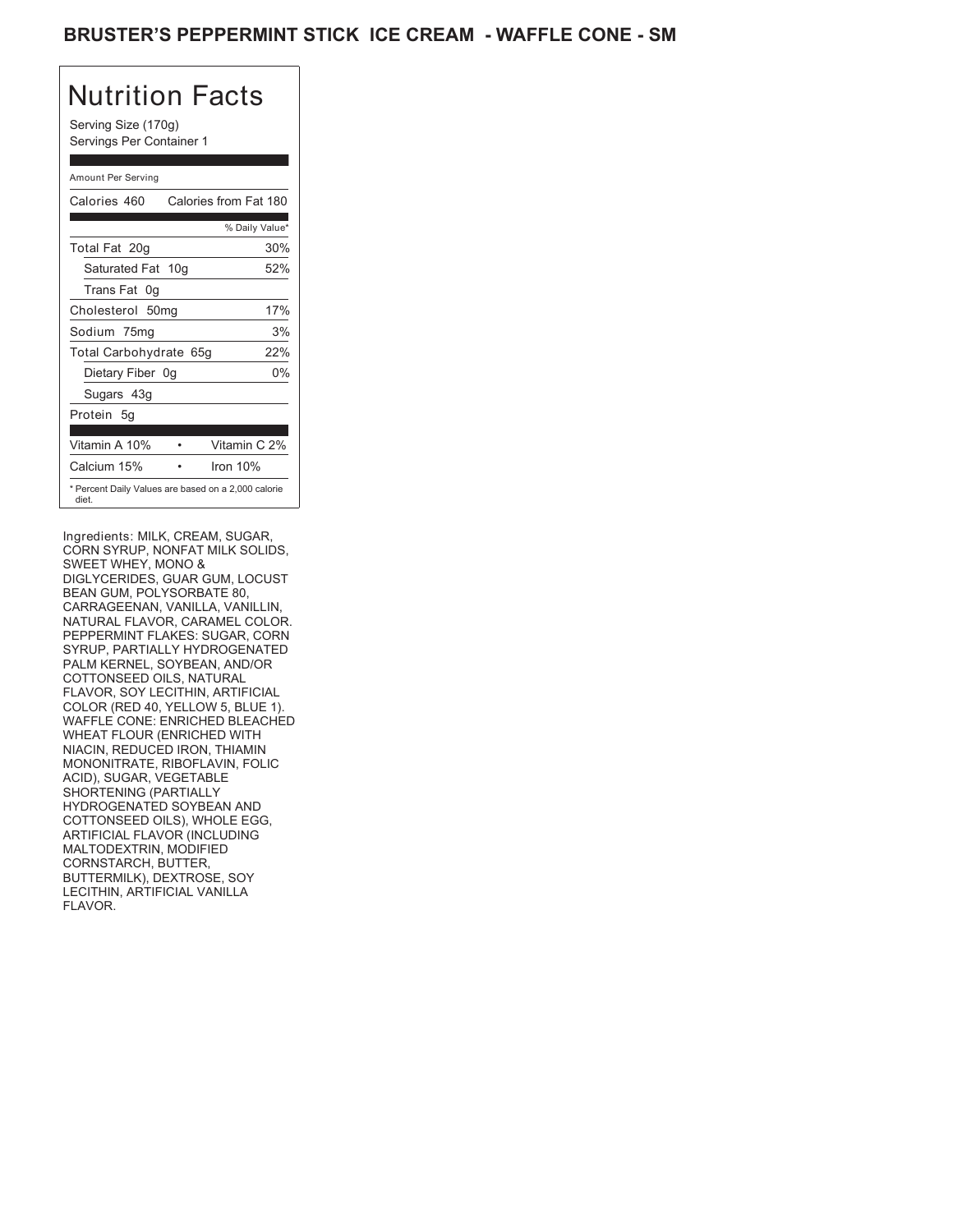# BRUSTER'S PEPPERMINT STICK ICE CREAM - WAFFLE CONE - SM

## Nutrition Facts

Serving Size (170g)
Servings Per Container 1

Amount Per Serving

| Calories 460 | Calories from Fat 180 |
|---|---|
| | % Daily Value* |
| Total Fat 20g | 30% |
| Saturated Fat 10g | 52% |
| Trans Fat 0g | |
| Cholesterol 50mg | 17% |
| Sodium 75mg | 3% |
| Total Carbohydrate 65g | 22% |
| Dietary Fiber 0g | 0% |
| Sugars 43g | |
| Protein 5g | |

| Vitamin A 10% | Vitamin C 2% |
|---|---|
| Calcium 15% | Iron 10% |

* Percent Daily Values are based on a 2,000 calorie diet.

Ingredients: MILK, CREAM, SUGAR, CORN SYRUP, NONFAT MILK SOLIDS, SWEET WHEY, MONO & DIGLYCERIDES, GUAR GUM, LOCUST BEAN GUM, POLYSORBATE 80, CARRAGEENAN, VANILLA, VANILLIN, NATURAL FLAVOR, CARAMEL COLOR. PEPPERMINT FLAKES: SUGAR, CORN SYRUP, PARTIALLY HYDROGENATED PALM KERNEL, SOYBEAN, AND/OR COTTONSEED OILS, NATURAL FLAVOR, SOY LECITHIN, ARTIFICIAL COLOR (RED 40, YELLOW 5, BLUE 1). WAFFLE CONE: ENRICHED BLEACHED WHEAT FLOUR (ENRICHED WITH NIACIN, REDUCED IRON, THIAMIN MONONITRATE, RIBOFLAVIN, FOLIC ACID), SUGAR, VEGETABLE SHORTENING (PARTIALLY HYDROGENATED SOYBEAN AND COTTONSEED OILS), WHOLE EGG, ARTIFICIAL FLAVOR (INCLUDING MALTODEXTRIN, MODIFIED CORNSTARCH, BUTTER, BUTTERMILK), DEXTROSE, SOY LECITHIN, ARTIFICIAL VANILLA FLAVOR.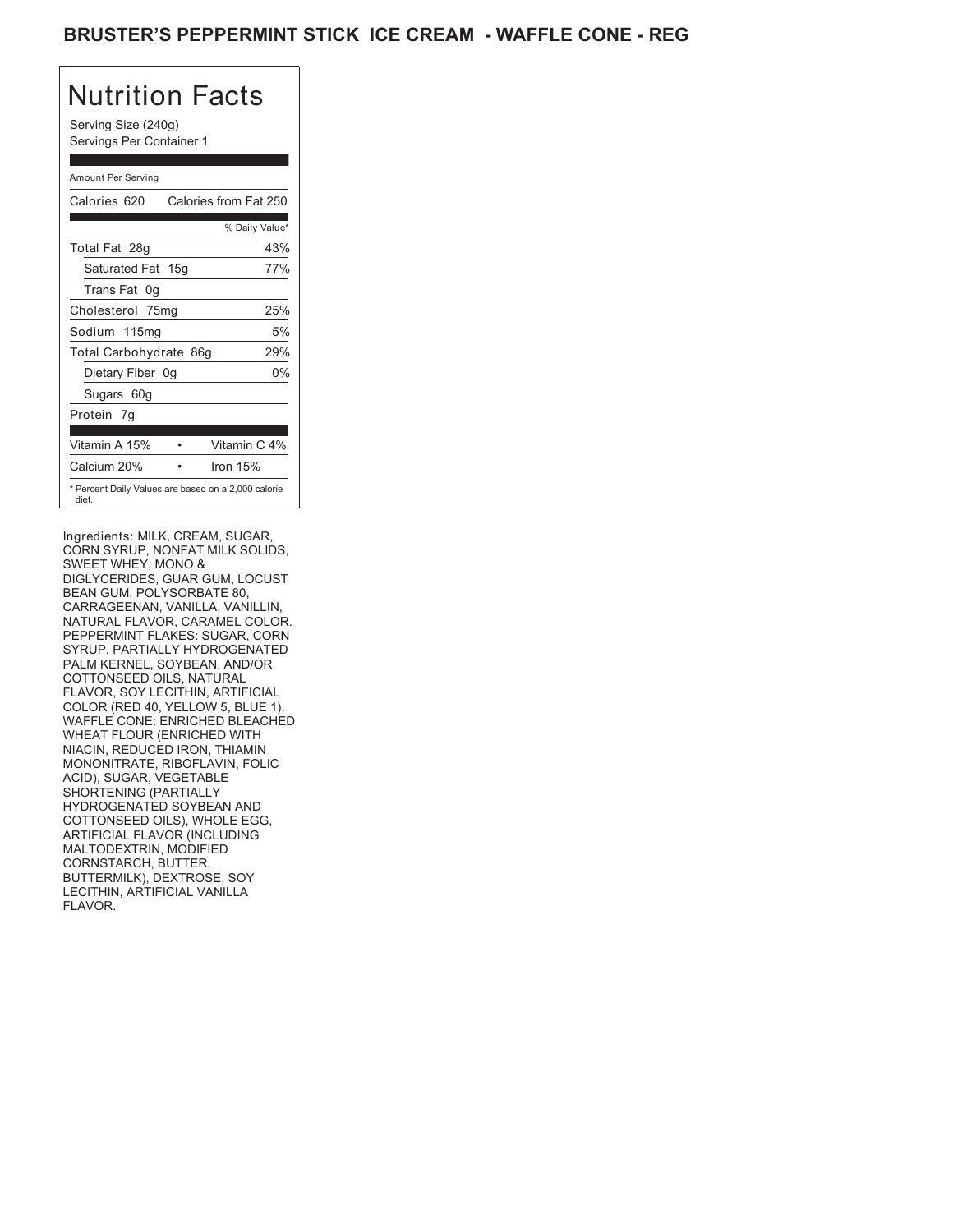# BRUSTER'S PEPPERMINT STICK ICE CREAM - WAFFLE CONE - REG

## Nutrition Facts

Serving Size (240g)
Servings Per Container 1

Amount Per Serving

| Calories 620 | Calories from Fat 250 |
|---|---|
| | % Daily Value* |
| Total Fat 28g | 43% |
| Saturated Fat 15g | 77% |
| Trans Fat 0g | |
| Cholesterol 75mg | 25% |
| Sodium 115mg | 5% |
| Total Carbohydrate 86g | 29% |
| Dietary Fiber 0g | 0% |
| Sugars 60g | |
| Protein 7g | |

| | |
|---|---|
| Vitamin A 15% | Vitamin C 4% |
| Calcium 20% | Iron 15% |

* Percent Daily Values are based on a 2,000 calorie diet.

Ingredients: MILK, CREAM, SUGAR, CORN SYRUP, NONFAT MILK SOLIDS, SWEET WHEY, MONO & DIGLYCERIDES, GUAR GUM, LOCUST BEAN GUM, POLYSORBATE 80, CARRAGEENAN, VANILLA, VANILLIN, NATURAL FLAVOR, CARAMEL COLOR. PEPPERMINT FLAKES: SUGAR, CORN SYRUP, PARTIALLY HYDROGENATED PALM KERNEL, SOYBEAN, AND/OR COTTONSEED OILS, NATURAL FLAVOR, SOY LECITHIN, ARTIFICIAL COLOR (RED 40, YELLOW 5, BLUE 1). WAFFLE CONE: ENRICHED BLEACHED WHEAT FLOUR (ENRICHED WITH NIACIN, REDUCED IRON, THIAMIN MONONITRATE, RIBOFLAVIN, FOLIC ACID), SUGAR, VEGETABLE SHORTENING (PARTIALLY HYDROGENATED SOYBEAN AND COTTONSEED OILS), WHOLE EGG, ARTIFICIAL FLAVOR (INCLUDING MALTODEXTRIN, MODIFIED CORNSTARCH, BUTTER, BUTTERMILK), DEXTROSE, SOY LECITHIN, ARTIFICIAL VANILLA FLAVOR.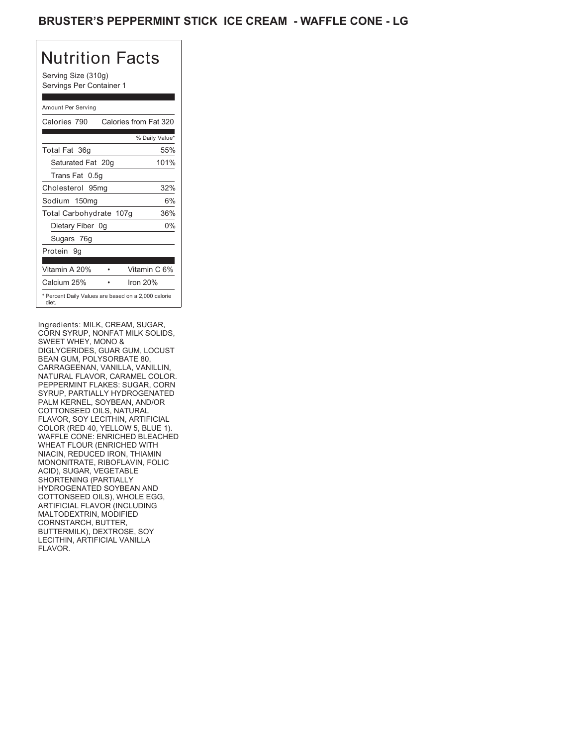# BRUSTER'S PEPPERMINT STICK ICE CREAM - WAFFLE CONE - LG

## Nutrition Facts

Serving Size (310g)
Servings Per Container 1

| | |
|---|---|
| Amount Per Serving | |
| Calories 790 | Calories from Fat 320 |
| | % Daily Value* |
| Total Fat 36g | 55% |
| Saturated Fat 20g | 101% |
| Trans Fat 0.5g | |
| Cholesterol 95mg | 32% |
| Sodium 150mg | 6% |
| Total Carbohydrate 107g | 36% |
| Dietary Fiber 0g | 0% |
| Sugars 76g | |
| Protein 9g | |
| Vitamin A 20% | Vitamin C 6% |
| Calcium 25% | Iron 20% |

* Percent Daily Values are based on a 2,000 calorie diet.

Ingredients: MILK, CREAM, SUGAR, CORN SYRUP, NONFAT MILK SOLIDS, SWEET WHEY, MONO & DIGLYCERIDES, GUAR GUM, LOCUST BEAN GUM, POLYSORBATE 80, CARRAGEENAN, VANILLA, VANILLIN, NATURAL FLAVOR, CARAMEL COLOR. PEPPERMINT FLAKES: SUGAR, CORN SYRUP, PARTIALLY HYDROGENATED PALM KERNEL, SOYBEAN, AND/OR COTTONSEED OILS, NATURAL FLAVOR, SOY LECITHIN, ARTIFICIAL COLOR (RED 40, YELLOW 5, BLUE 1). WAFFLE CONE: ENRICHED BLEACHED WHEAT FLOUR (ENRICHED WITH NIACIN, REDUCED IRON, THIAMIN MONONITRATE, RIBOFLAVIN, FOLIC ACID), SUGAR, VEGETABLE SHORTENING (PARTIALLY HYDROGENATED SOYBEAN AND COTTONSEED OILS), WHOLE EGG, ARTIFICIAL FLAVOR (INCLUDING MALTODEXTRIN, MODIFIED CORNSTARCH, BUTTER, BUTTERMILK), DEXTROSE, SOY LECITHIN, ARTIFICIAL VANILLA FLAVOR.